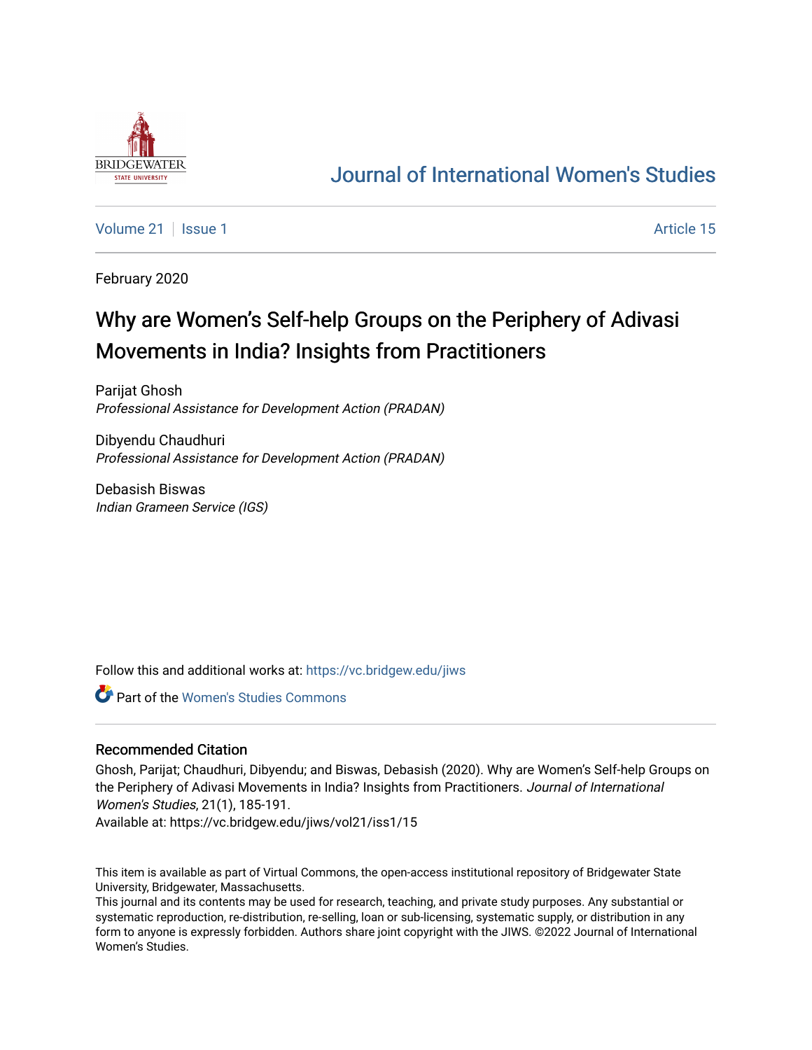# Journal of International Women's Studies

Volume 21 | Issue 1 — Article 15

February 2020

# Why are Women's Self-help Groups on the Periphery of Adivasi Movements in India? Insights from Practitioners

Parijat Ghosh
*Professional Assistance for Development Action (PRADAN)*

Dibyendu Chaudhuri
*Professional Assistance for Development Action (PRADAN)*

Debasish Biswas
*Indian Grameen Service (IGS)*

Follow this and additional works at: https://vc.bridgew.edu/jiws

Part of the Women's Studies Commons

## Recommended Citation

Ghosh, Parijat; Chaudhuri, Dibyendu; and Biswas, Debasish (2020). Why are Women's Self-help Groups on the Periphery of Adivasi Movements in India? Insights from Practitioners. *Journal of International Women's Studies*, 21(1), 185-191.
Available at: https://vc.bridgew.edu/jiws/vol21/iss1/15

This item is available as part of Virtual Commons, the open-access institutional repository of Bridgewater State University, Bridgewater, Massachusetts.
This journal and its contents may be used for research, teaching, and private study purposes. Any substantial or systematic reproduction, re-distribution, re-selling, loan or sub-licensing, systematic supply, or distribution in any form to anyone is expressly forbidden. Authors share joint copyright with the JIWS. ©2022 Journal of International Women's Studies.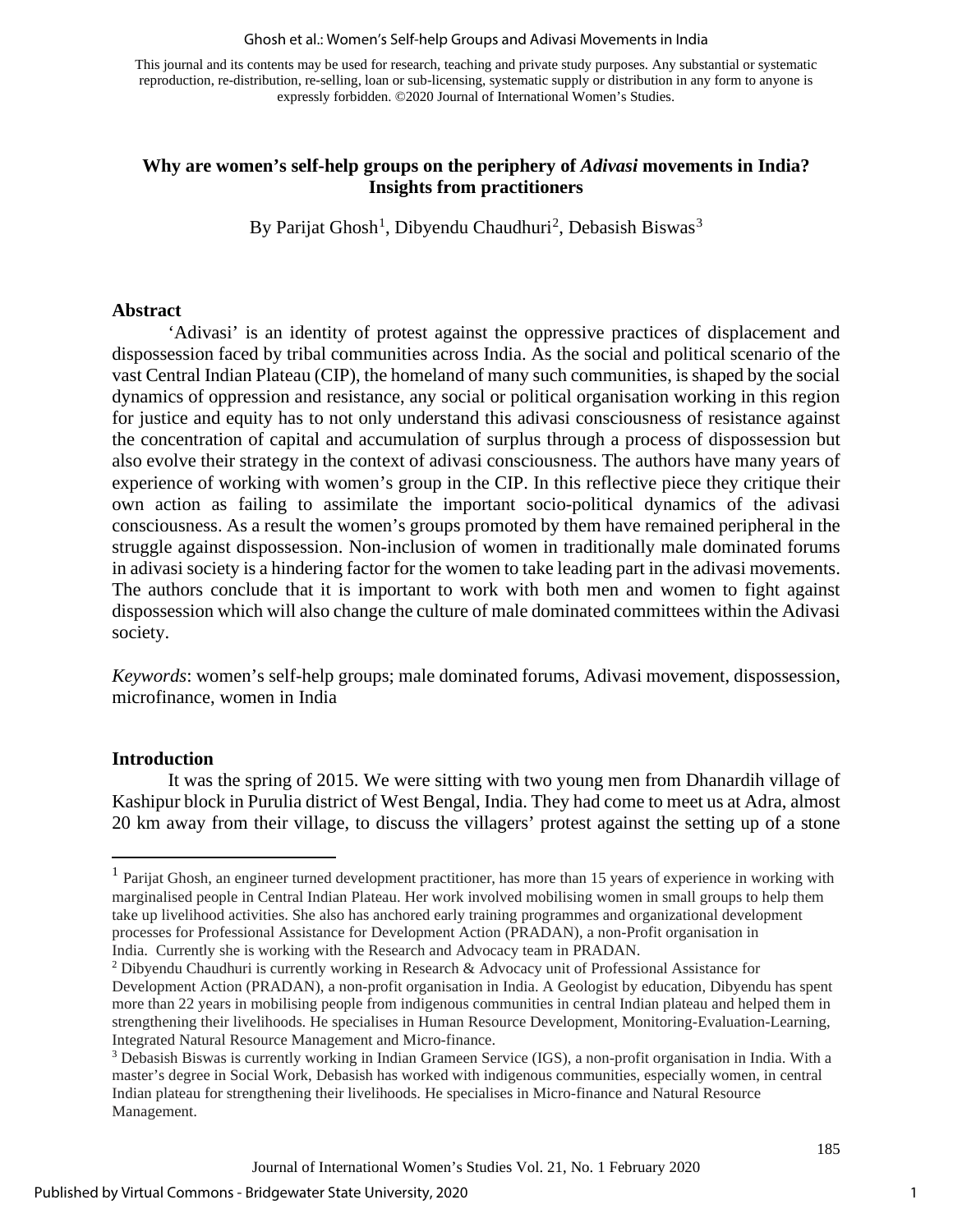This journal and its contents may be used for research, teaching and private study purposes. Any substantial or systematic reproduction, re-distribution, re-selling, loan or sub-licensing, systematic supply or distribution in any form to anyone is expressly forbidden. ©2020 Journal of International Women's Studies.

# Why are women's self-help groups on the periphery of *Adivasi* movements in India? Insights from practitioners

By Parijat Ghosh[1], Dibyendu Chaudhuri[2], Debasish Biswas[3]

## Abstract

'Adivasi' is an identity of protest against the oppressive practices of displacement and dispossession faced by tribal communities across India. As the social and political scenario of the vast Central Indian Plateau (CIP), the homeland of many such communities, is shaped by the social dynamics of oppression and resistance, any social or political organisation working in this region for justice and equity has to not only understand this adivasi consciousness of resistance against the concentration of capital and accumulation of surplus through a process of dispossession but also evolve their strategy in the context of adivasi consciousness. The authors have many years of experience of working with women's group in the CIP. In this reflective piece they critique their own action as failing to assimilate the important socio-political dynamics of the adivasi consciousness. As a result the women's groups promoted by them have remained peripheral in the struggle against dispossession. Non-inclusion of women in traditionally male dominated forums in adivasi society is a hindering factor for the women to take leading part in the adivasi movements. The authors conclude that it is important to work with both men and women to fight against dispossession which will also change the culture of male dominated committees within the Adivasi society.

*Keywords*: women's self-help groups; male dominated forums, Adivasi movement, dispossession, microfinance, women in India

## Introduction

It was the spring of 2015. We were sitting with two young men from Dhanardih village of Kashipur block in Purulia district of West Bengal, India. They had come to meet us at Adra, almost 20 km away from their village, to discuss the villagers' protest against the setting up of a stone

---

[1] Parijat Ghosh, an engineer turned development practitioner, has more than 15 years of experience in working with marginalised people in Central Indian Plateau. Her work involved mobilising women in small groups to help them take up livelihood activities. She also has anchored early training programmes and organizational development processes for Professional Assistance for Development Action (PRADAN), a non-Profit organisation in India. Currently she is working with the Research and Advocacy team in PRADAN.

[2] Dibyendu Chaudhuri is currently working in Research & Advocacy unit of Professional Assistance for Development Action (PRADAN), a non-profit organisation in India. A Geologist by education, Dibyendu has spent more than 22 years in mobilising people from indigenous communities in central Indian plateau and helped them in strengthening their livelihoods. He specialises in Human Resource Development, Monitoring-Evaluation-Learning, Integrated Natural Resource Management and Micro-finance.

[3] Debasish Biswas is currently working in Indian Grameen Service (IGS), a non-profit organisation in India. With a master's degree in Social Work, Debasish has worked with indigenous communities, especially women, in central Indian plateau for strengthening their livelihoods. He specialises in Micro-finance and Natural Resource Management.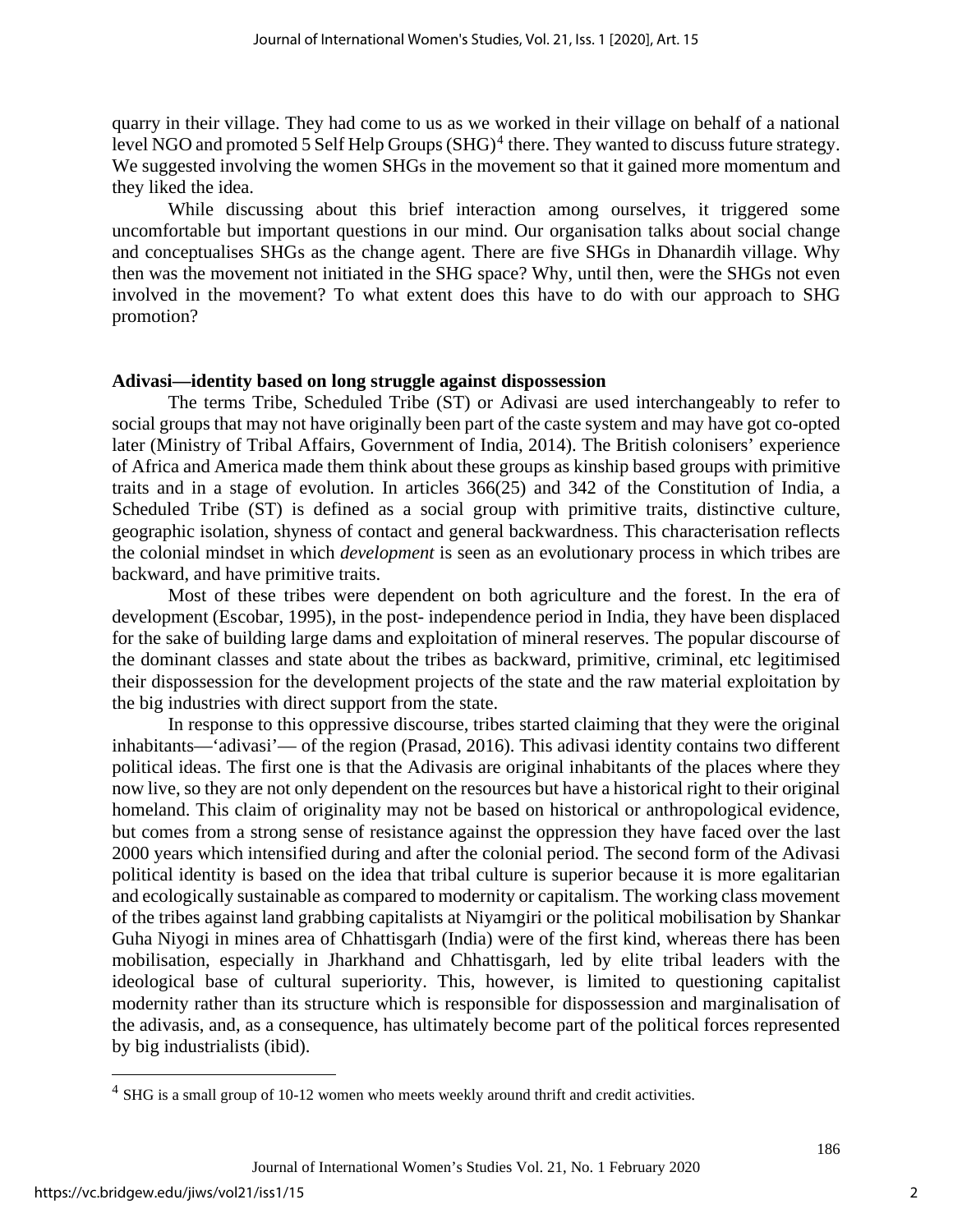quarry in their village. They had come to us as we worked in their village on behalf of a national level NGO and promoted 5 Self Help Groups (SHG)[4] there. They wanted to discuss future strategy. We suggested involving the women SHGs in the movement so that it gained more momentum and they liked the idea.

While discussing about this brief interaction among ourselves, it triggered some uncomfortable but important questions in our mind. Our organisation talks about social change and conceptualises SHGs as the change agent. There are five SHGs in Dhanardih village. Why then was the movement not initiated in the SHG space? Why, until then, were the SHGs not even involved in the movement? To what extent does this have to do with our approach to SHG promotion?

**Adivasi—identity based on long struggle against dispossession**

The terms Tribe, Scheduled Tribe (ST) or Adivasi are used interchangeably to refer to social groups that may not have originally been part of the caste system and may have got co-opted later (Ministry of Tribal Affairs, Government of India, 2014). The British colonisers' experience of Africa and America made them think about these groups as kinship based groups with primitive traits and in a stage of evolution. In articles 366(25) and 342 of the Constitution of India, a Scheduled Tribe (ST) is defined as a social group with primitive traits, distinctive culture, geographic isolation, shyness of contact and general backwardness. This characterisation reflects the colonial mindset in which *development* is seen as an evolutionary process in which tribes are backward, and have primitive traits.

Most of these tribes were dependent on both agriculture and the forest. In the era of development (Escobar, 1995), in the post- independence period in India, they have been displaced for the sake of building large dams and exploitation of mineral reserves. The popular discourse of the dominant classes and state about the tribes as backward, primitive, criminal, etc legitimised their dispossession for the development projects of the state and the raw material exploitation by the big industries with direct support from the state.

In response to this oppressive discourse, tribes started claiming that they were the original inhabitants—'adivasi'— of the region (Prasad, 2016). This adivasi identity contains two different political ideas. The first one is that the Adivasis are original inhabitants of the places where they now live, so they are not only dependent on the resources but have a historical right to their original homeland. This claim of originality may not be based on historical or anthropological evidence, but comes from a strong sense of resistance against the oppression they have faced over the last 2000 years which intensified during and after the colonial period. The second form of the Adivasi political identity is based on the idea that tribal culture is superior because it is more egalitarian and ecologically sustainable as compared to modernity or capitalism. The working class movement of the tribes against land grabbing capitalists at Niyamgiri or the political mobilisation by Shankar Guha Niyogi in mines area of Chhattisgarh (India) were of the first kind, whereas there has been mobilisation, especially in Jharkhand and Chhattisgarh, led by elite tribal leaders with the ideological base of cultural superiority. This, however, is limited to questioning capitalist modernity rather than its structure which is responsible for dispossession and marginalisation of the adivasis, and, as a consequence, has ultimately become part of the political forces represented by big industrialists (ibid).

---

[4] SHG is a small group of 10-12 women who meets weekly around thrift and credit activities.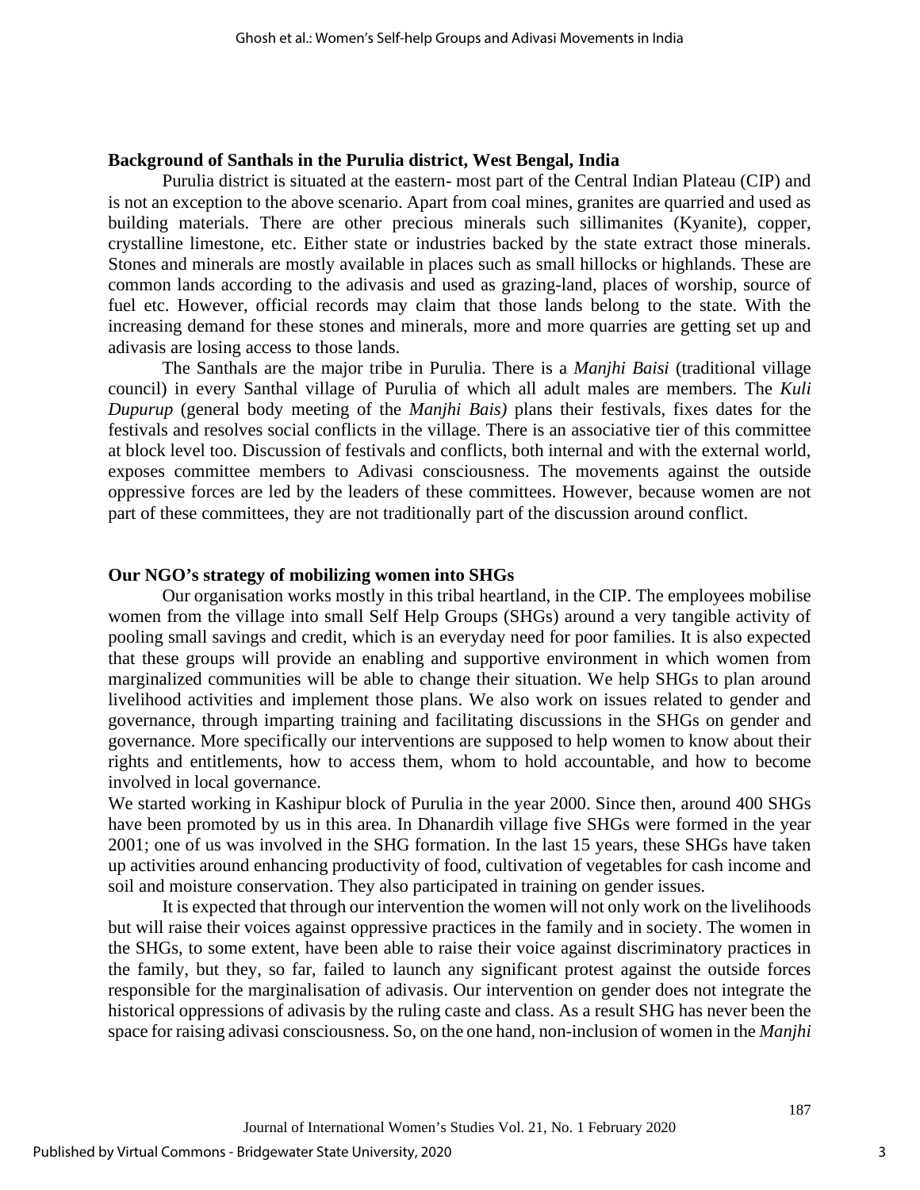**Background of Santhals in the Purulia district, West Bengal, India**

Purulia district is situated at the eastern- most part of the Central Indian Plateau (CIP) and is not an exception to the above scenario. Apart from coal mines, granites are quarried and used as building materials. There are other precious minerals such sillimanites (Kyanite), copper, crystalline limestone, etc. Either state or industries backed by the state extract those minerals. Stones and minerals are mostly available in places such as small hillocks or highlands. These are common lands according to the adivasis and used as grazing-land, places of worship, source of fuel etc. However, official records may claim that those lands belong to the state. With the increasing demand for these stones and minerals, more and more quarries are getting set up and adivasis are losing access to those lands.

The Santhals are the major tribe in Purulia. There is a *Manjhi Baisi* (traditional village council) in every Santhal village of Purulia of which all adult males are members. The *Kuli Dupurup* (general body meeting of the *Manjhi Bais)* plans their festivals, fixes dates for the festivals and resolves social conflicts in the village. There is an associative tier of this committee at block level too. Discussion of festivals and conflicts, both internal and with the external world, exposes committee members to Adivasi consciousness. The movements against the outside oppressive forces are led by the leaders of these committees. However, because women are not part of these committees, they are not traditionally part of the discussion around conflict.

**Our NGO's strategy of mobilizing women into SHGs**

Our organisation works mostly in this tribal heartland, in the CIP. The employees mobilise women from the village into small Self Help Groups (SHGs) around a very tangible activity of pooling small savings and credit, which is an everyday need for poor families. It is also expected that these groups will provide an enabling and supportive environment in which women from marginalized communities will be able to change their situation. We help SHGs to plan around livelihood activities and implement those plans. We also work on issues related to gender and governance, through imparting training and facilitating discussions in the SHGs on gender and governance. More specifically our interventions are supposed to help women to know about their rights and entitlements, how to access them, whom to hold accountable, and how to become involved in local governance.

We started working in Kashipur block of Purulia in the year 2000. Since then, around 400 SHGs have been promoted by us in this area. In Dhanardih village five SHGs were formed in the year 2001; one of us was involved in the SHG formation. In the last 15 years, these SHGs have taken up activities around enhancing productivity of food, cultivation of vegetables for cash income and soil and moisture conservation. They also participated in training on gender issues.

It is expected that through our intervention the women will not only work on the livelihoods but will raise their voices against oppressive practices in the family and in society. The women in the SHGs, to some extent, have been able to raise their voice against discriminatory practices in the family, but they, so far, failed to launch any significant protest against the outside forces responsible for the marginalisation of adivasis. Our intervention on gender does not integrate the historical oppressions of adivasis by the ruling caste and class. As a result SHG has never been the space for raising adivasi consciousness. So, on the one hand, non-inclusion of women in the *Manjhi*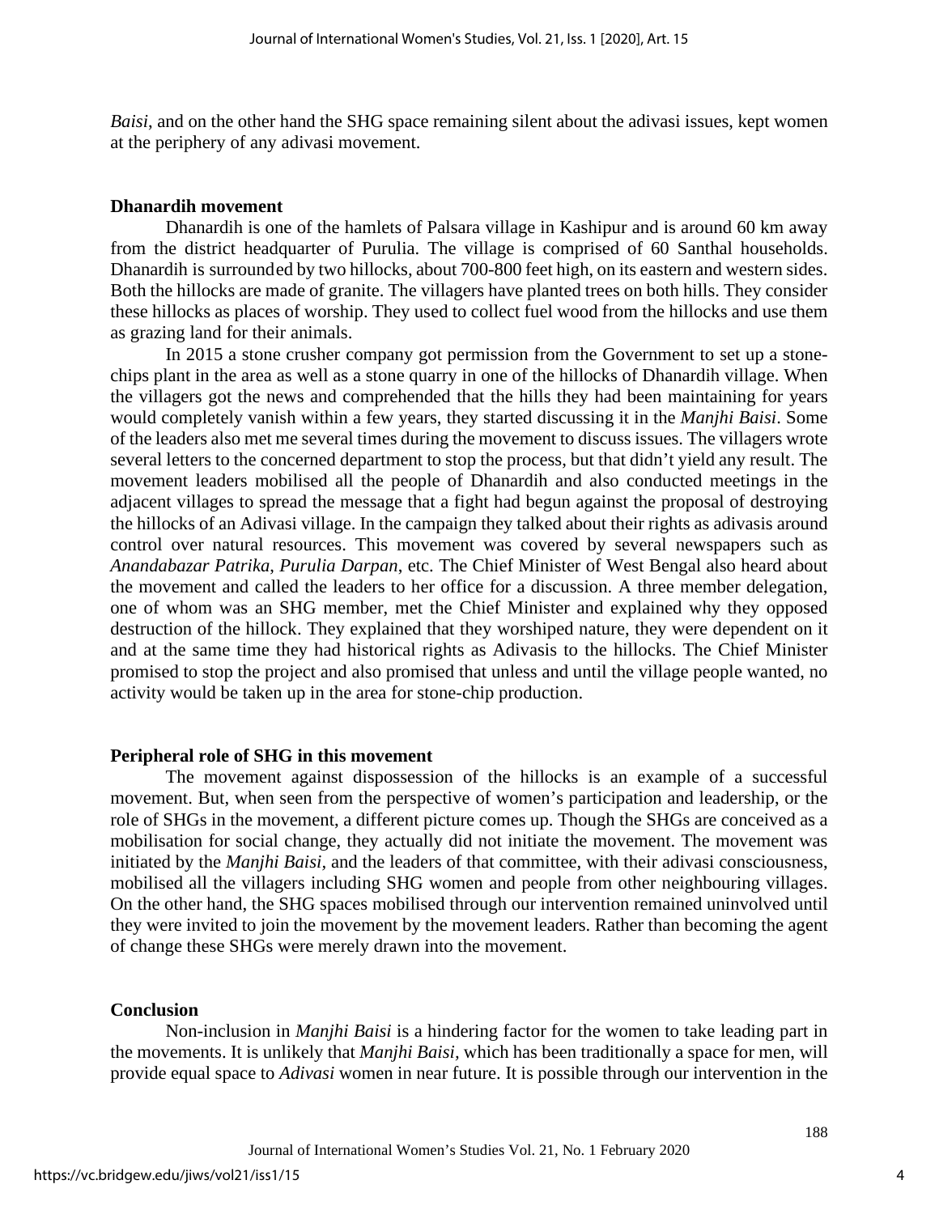*Baisi*, and on the other hand the SHG space remaining silent about the adivasi issues, kept women at the periphery of any adivasi movement.

**Dhanardih movement**

Dhanardih is one of the hamlets of Palsara village in Kashipur and is around 60 km away from the district headquarter of Purulia. The village is comprised of 60 Santhal households. Dhanardih is surrounded by two hillocks, about 700-800 feet high, on its eastern and western sides. Both the hillocks are made of granite. The villagers have planted trees on both hills. They consider these hillocks as places of worship. They used to collect fuel wood from the hillocks and use them as grazing land for their animals.

In 2015 a stone crusher company got permission from the Government to set up a stone-chips plant in the area as well as a stone quarry in one of the hillocks of Dhanardih village. When the villagers got the news and comprehended that the hills they had been maintaining for years would completely vanish within a few years, they started discussing it in the *Manjhi Baisi*. Some of the leaders also met me several times during the movement to discuss issues. The villagers wrote several letters to the concerned department to stop the process, but that didn't yield any result. The movement leaders mobilised all the people of Dhanardih and also conducted meetings in the adjacent villages to spread the message that a fight had begun against the proposal of destroying the hillocks of an Adivasi village. In the campaign they talked about their rights as adivasis around control over natural resources. This movement was covered by several newspapers such as *Anandabazar Patrika*, *Purulia Darpan*, etc. The Chief Minister of West Bengal also heard about the movement and called the leaders to her office for a discussion. A three member delegation, one of whom was an SHG member, met the Chief Minister and explained why they opposed destruction of the hillock. They explained that they worshiped nature, they were dependent on it and at the same time they had historical rights as Adivasis to the hillocks. The Chief Minister promised to stop the project and also promised that unless and until the village people wanted, no activity would be taken up in the area for stone-chip production.

**Peripheral role of SHG in this movement**

The movement against dispossession of the hillocks is an example of a successful movement. But, when seen from the perspective of women's participation and leadership, or the role of SHGs in the movement, a different picture comes up. Though the SHGs are conceived as a mobilisation for social change, they actually did not initiate the movement. The movement was initiated by the *Manjhi Baisi,* and the leaders of that committee, with their adivasi consciousness, mobilised all the villagers including SHG women and people from other neighbouring villages. On the other hand, the SHG spaces mobilised through our intervention remained uninvolved until they were invited to join the movement by the movement leaders. Rather than becoming the agent of change these SHGs were merely drawn into the movement.

**Conclusion**

Non-inclusion in *Manjhi Baisi* is a hindering factor for the women to take leading part in the movements. It is unlikely that *Manjhi Baisi*, which has been traditionally a space for men, will provide equal space to *Adivasi* women in near future. It is possible through our intervention in the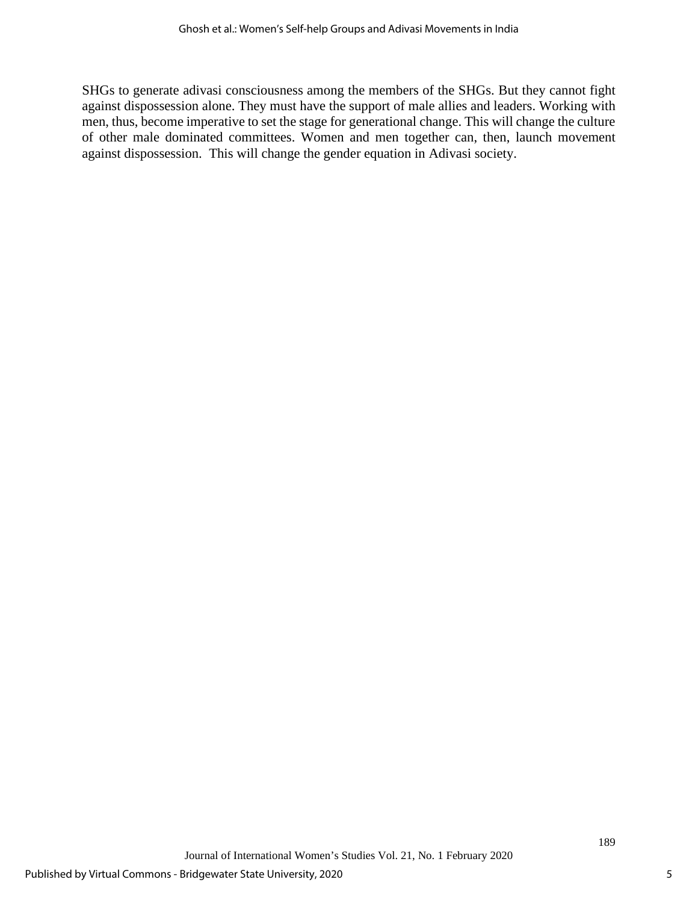SHGs to generate adivasi consciousness among the members of the SHGs. But they cannot fight against dispossession alone. They must have the support of male allies and leaders. Working with men, thus, become imperative to set the stage for generational change. This will change the culture of other male dominated committees. Women and men together can, then, launch movement against dispossession. This will change the gender equation in Adivasi society.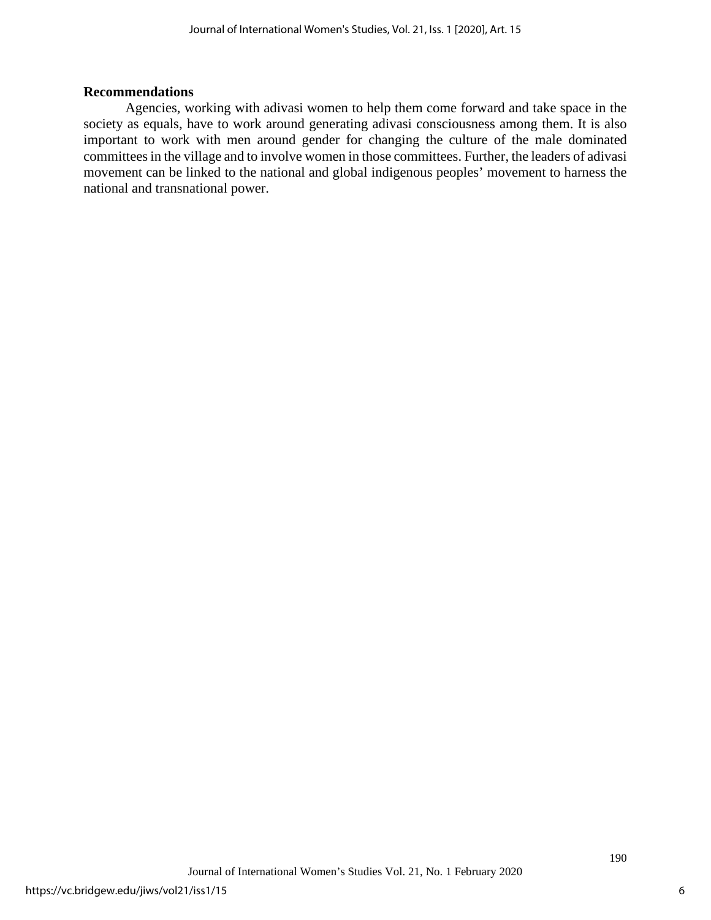## Recommendations

Agencies, working with adivasi women to help them come forward and take space in the society as equals, have to work around generating adivasi consciousness among them. It is also important to work with men around gender for changing the culture of the male dominated committees in the village and to involve women in those committees. Further, the leaders of adivasi movement can be linked to the national and global indigenous peoples' movement to harness the national and transnational power.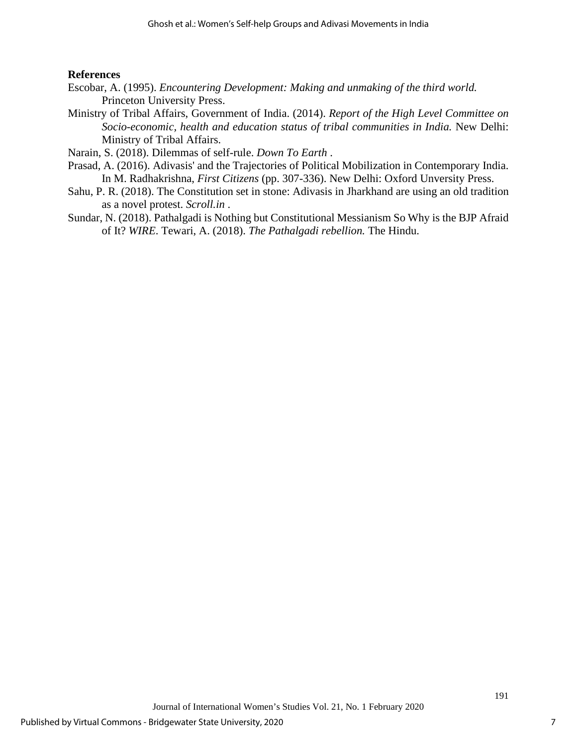**References**

Escobar, A. (1995). *Encountering Development: Making and unmaking of the third world.* Princeton University Press.

Ministry of Tribal Affairs, Government of India. (2014). *Report of the High Level Committee on Socio-economic, health and education status of tribal communities in India.* New Delhi: Ministry of Tribal Affairs.

Narain, S. (2018). Dilemmas of self-rule. *Down To Earth* .

Prasad, A. (2016). Adivasis' and the Trajectories of Political Mobilization in Contemporary India. In M. Radhakrishna, *First Citizens* (pp. 307-336). New Delhi: Oxford Unversity Press.

Sahu, P. R. (2018). The Constitution set in stone: Adivasis in Jharkhand are using an old tradition as a novel protest. *Scroll.in* .

Sundar, N. (2018). Pathalgadi is Nothing but Constitutional Messianism So Why is the BJP Afraid of It? *WIRE*. Tewari, A. (2018). *The Pathalgadi rebellion.* The Hindu.